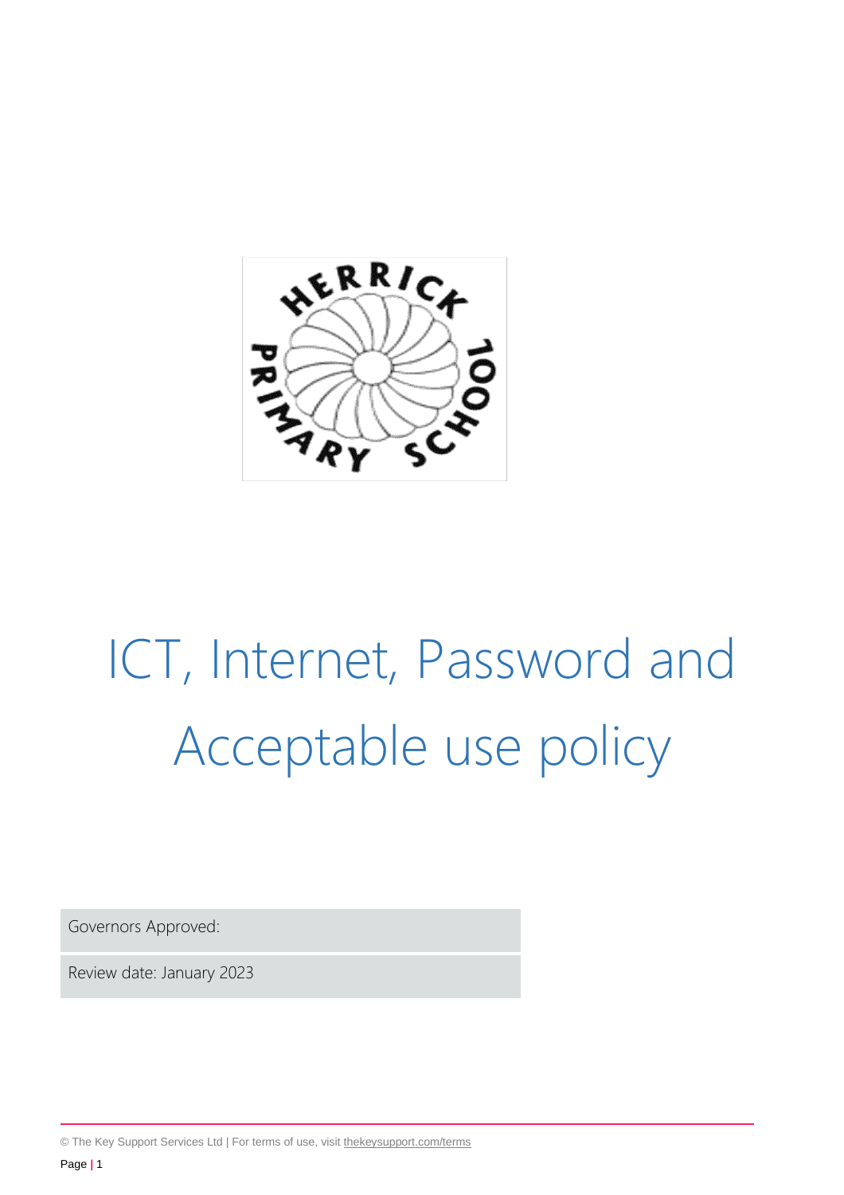# ICT, Internet, Password and Acceptable use policy

| Governors Approved: |
| --- |
| Review date: January 2023 |

© The Key Support Services Ltd | For terms of use, visit thekeysupport.com/terms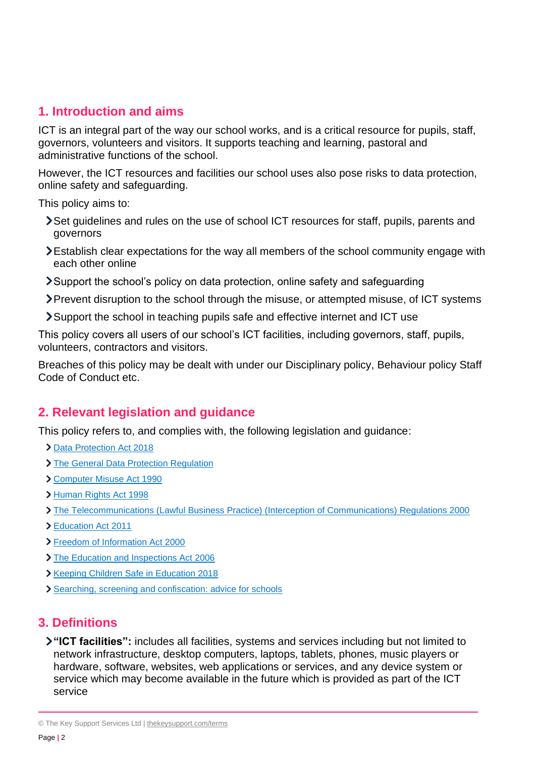## 1. Introduction and aims

ICT is an integral part of the way our school works, and is a critical resource for pupils, staff, governors, volunteers and visitors. It supports teaching and learning, pastoral and administrative functions of the school.

However, the ICT resources and facilities our school uses also pose risks to data protection, online safety and safeguarding.

This policy aims to:

- Set guidelines and rules on the use of school ICT resources for staff, pupils, parents and governors
- Establish clear expectations for the way all members of the school community engage with each other online
- Support the school's policy on data protection, online safety and safeguarding
- Prevent disruption to the school through the misuse, or attempted misuse, of ICT systems
- Support the school in teaching pupils safe and effective internet and ICT use

This policy covers all users of our school's ICT facilities, including governors, staff, pupils, volunteers, contractors and visitors.

Breaches of this policy may be dealt with under our Disciplinary policy, Behaviour policy Staff Code of Conduct etc.

## 2. Relevant legislation and guidance

This policy refers to, and complies with, the following legislation and guidance:

- Data Protection Act 2018
- The General Data Protection Regulation
- Computer Misuse Act 1990
- Human Rights Act 1998
- The Telecommunications (Lawful Business Practice) (Interception of Communications) Regulations 2000
- Education Act 2011
- Freedom of Information Act 2000
- The Education and Inspections Act 2006
- Keeping Children Safe in Education 2018
- Searching, screening and confiscation: advice for schools

## 3. Definitions

- **"ICT facilities":** includes all facilities, systems and services including but not limited to network infrastructure, desktop computers, laptops, tablets, phones, music players or hardware, software, websites, web applications or services, and any device system or service which may become available in the future which is provided as part of the ICT service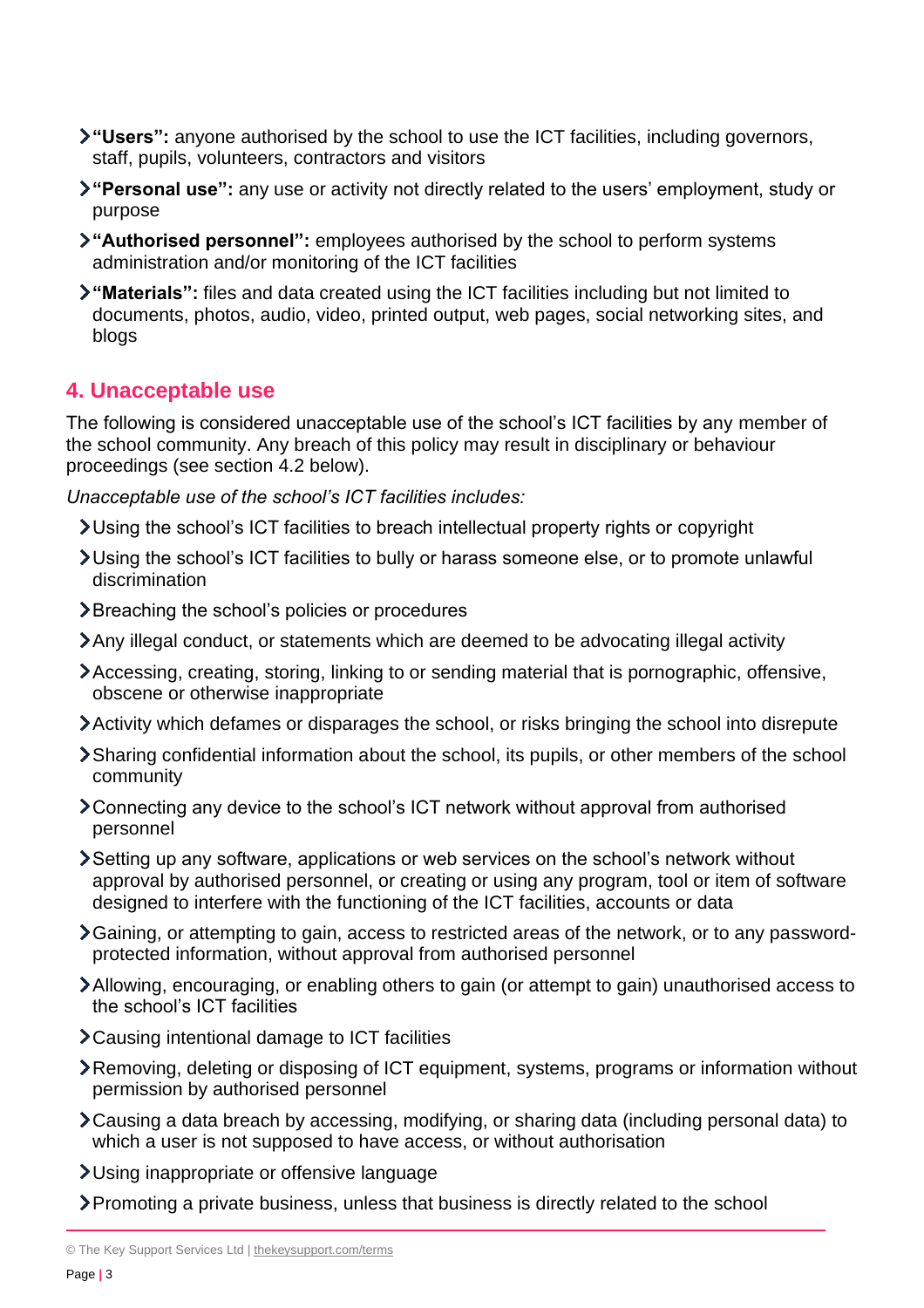- **"Users":** anyone authorised by the school to use the ICT facilities, including governors, staff, pupils, volunteers, contractors and visitors
- **"Personal use":** any use or activity not directly related to the users' employment, study or purpose
- **"Authorised personnel":** employees authorised by the school to perform systems administration and/or monitoring of the ICT facilities
- **"Materials":** files and data created using the ICT facilities including but not limited to documents, photos, audio, video, printed output, web pages, social networking sites, and blogs

## 4. Unacceptable use

The following is considered unacceptable use of the school's ICT facilities by any member of the school community. Any breach of this policy may result in disciplinary or behaviour proceedings (see section 4.2 below).

*Unacceptable use of the school's ICT facilities includes:*

- Using the school's ICT facilities to breach intellectual property rights or copyright
- Using the school's ICT facilities to bully or harass someone else, or to promote unlawful discrimination
- Breaching the school's policies or procedures
- Any illegal conduct, or statements which are deemed to be advocating illegal activity
- Accessing, creating, storing, linking to or sending material that is pornographic, offensive, obscene or otherwise inappropriate
- Activity which defames or disparages the school, or risks bringing the school into disrepute
- Sharing confidential information about the school, its pupils, or other members of the school community
- Connecting any device to the school's ICT network without approval from authorised personnel
- Setting up any software, applications or web services on the school's network without approval by authorised personnel, or creating or using any program, tool or item of software designed to interfere with the functioning of the ICT facilities, accounts or data
- Gaining, or attempting to gain, access to restricted areas of the network, or to any password-protected information, without approval from authorised personnel
- Allowing, encouraging, or enabling others to gain (or attempt to gain) unauthorised access to the school's ICT facilities
- Causing intentional damage to ICT facilities
- Removing, deleting or disposing of ICT equipment, systems, programs or information without permission by authorised personnel
- Causing a data breach by accessing, modifying, or sharing data (including personal data) to which a user is not supposed to have access, or without authorisation
- Using inappropriate or offensive language
- Promoting a private business, unless that business is directly related to the school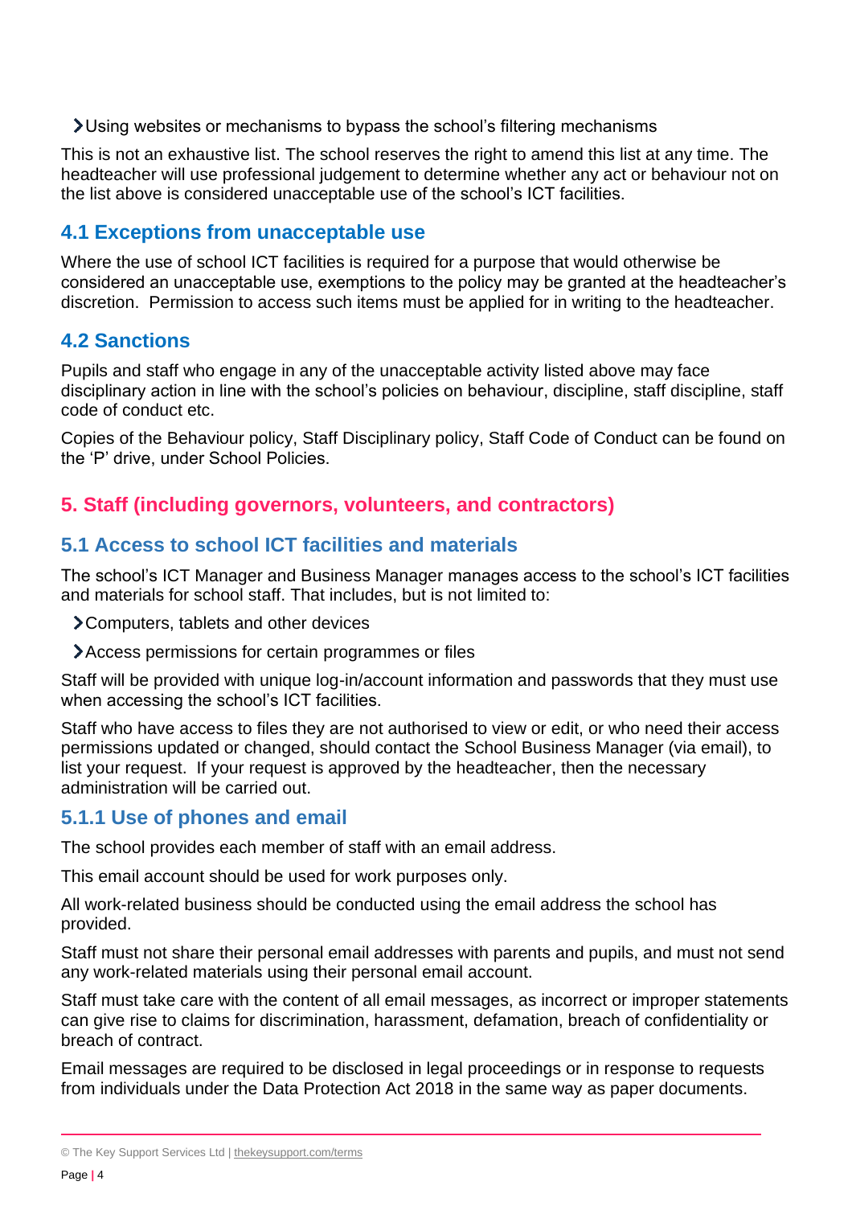- Using websites or mechanisms to bypass the school's filtering mechanisms

This is not an exhaustive list. The school reserves the right to amend this list at any time. The headteacher will use professional judgement to determine whether any act or behaviour not on the list above is considered unacceptable use of the school's ICT facilities.

### 4.1 Exceptions from unacceptable use

Where the use of school ICT facilities is required for a purpose that would otherwise be considered an unacceptable use, exemptions to the policy may be granted at the headteacher's discretion. Permission to access such items must be applied for in writing to the headteacher.

### 4.2 Sanctions

Pupils and staff who engage in any of the unacceptable activity listed above may face disciplinary action in line with the school's policies on behaviour, discipline, staff discipline, staff code of conduct etc.

Copies of the Behaviour policy, Staff Disciplinary policy, Staff Code of Conduct can be found on the 'P' drive, under School Policies.

## 5. Staff (including governors, volunteers, and contractors)

### 5.1 Access to school ICT facilities and materials

The school's ICT Manager and Business Manager manages access to the school's ICT facilities and materials for school staff. That includes, but is not limited to:

- Computers, tablets and other devices
- Access permissions for certain programmes or files

Staff will be provided with unique log-in/account information and passwords that they must use when accessing the school's ICT facilities.

Staff who have access to files they are not authorised to view or edit, or who need their access permissions updated or changed, should contact the School Business Manager (via email), to list your request. If your request is approved by the headteacher, then the necessary administration will be carried out.

### 5.1.1 Use of phones and email

The school provides each member of staff with an email address.

This email account should be used for work purposes only.

All work-related business should be conducted using the email address the school has provided.

Staff must not share their personal email addresses with parents and pupils, and must not send any work-related materials using their personal email account.

Staff must take care with the content of all email messages, as incorrect or improper statements can give rise to claims for discrimination, harassment, defamation, breach of confidentiality or breach of contract.

Email messages are required to be disclosed in legal proceedings or in response to requests from individuals under the Data Protection Act 2018 in the same way as paper documents.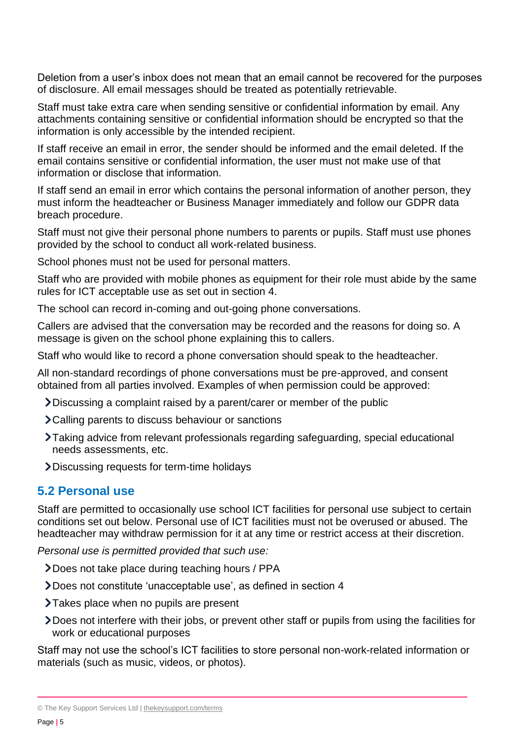Deletion from a user's inbox does not mean that an email cannot be recovered for the purposes of disclosure. All email messages should be treated as potentially retrievable.

Staff must take extra care when sending sensitive or confidential information by email. Any attachments containing sensitive or confidential information should be encrypted so that the information is only accessible by the intended recipient.

If staff receive an email in error, the sender should be informed and the email deleted. If the email contains sensitive or confidential information, the user must not make use of that information or disclose that information.

If staff send an email in error which contains the personal information of another person, they must inform the headteacher or Business Manager immediately and follow our GDPR data breach procedure.

Staff must not give their personal phone numbers to parents or pupils. Staff must use phones provided by the school to conduct all work-related business.

School phones must not be used for personal matters.

Staff who are provided with mobile phones as equipment for their role must abide by the same rules for ICT acceptable use as set out in section 4.

The school can record in-coming and out-going phone conversations.

Callers are advised that the conversation may be recorded and the reasons for doing so. A message is given on the school phone explaining this to callers.

Staff who would like to record a phone conversation should speak to the headteacher.

All non-standard recordings of phone conversations must be pre-approved, and consent obtained from all parties involved. Examples of when permission could be approved:

- Discussing a complaint raised by a parent/carer or member of the public
- Calling parents to discuss behaviour or sanctions
- Taking advice from relevant professionals regarding safeguarding, special educational needs assessments, etc.
- Discussing requests for term-time holidays

## 5.2 Personal use

Staff are permitted to occasionally use school ICT facilities for personal use subject to certain conditions set out below. Personal use of ICT facilities must not be overused or abused. The headteacher may withdraw permission for it at any time or restrict access at their discretion.

*Personal use is permitted provided that such use:*

- Does not take place during teaching hours / PPA
- Does not constitute 'unacceptable use', as defined in section 4
- Takes place when no pupils are present
- Does not interfere with their jobs, or prevent other staff or pupils from using the facilities for work or educational purposes

Staff may not use the school's ICT facilities to store personal non-work-related information or materials (such as music, videos, or photos).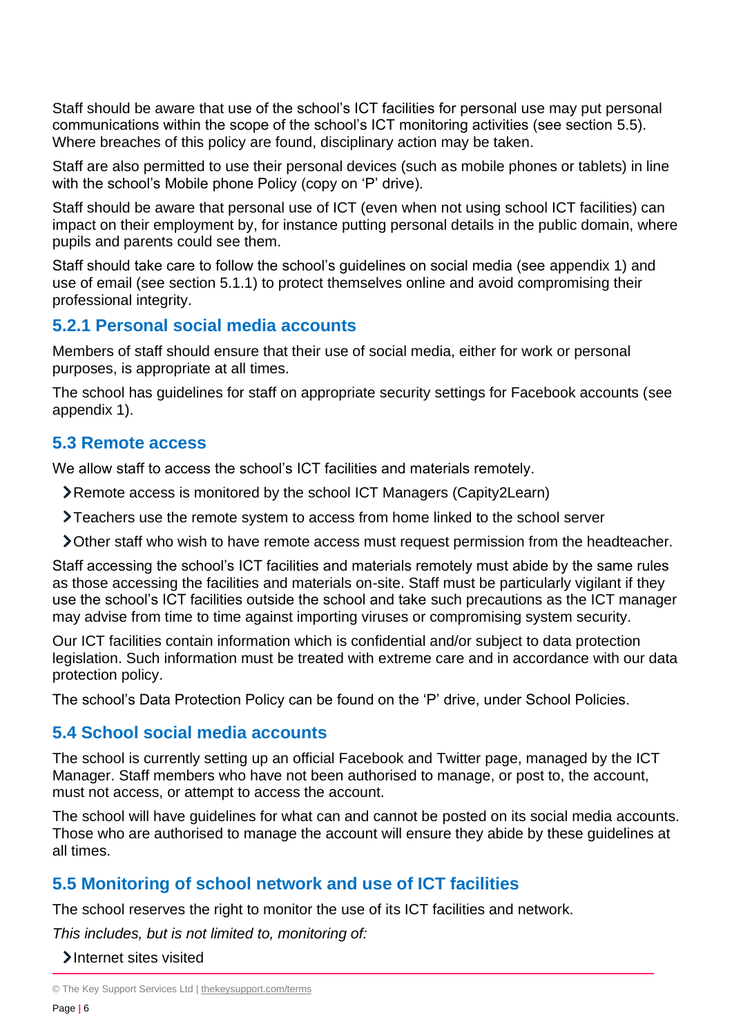Staff should be aware that use of the school's ICT facilities for personal use may put personal communications within the scope of the school's ICT monitoring activities (see section 5.5). Where breaches of this policy are found, disciplinary action may be taken.

Staff are also permitted to use their personal devices (such as mobile phones or tablets) in line with the school's Mobile phone Policy (copy on 'P' drive).

Staff should be aware that personal use of ICT (even when not using school ICT facilities) can impact on their employment by, for instance putting personal details in the public domain, where pupils and parents could see them.

Staff should take care to follow the school's guidelines on social media (see appendix 1) and use of email (see section 5.1.1) to protect themselves online and avoid compromising their professional integrity.

### 5.2.1 Personal social media accounts

Members of staff should ensure that their use of social media, either for work or personal purposes, is appropriate at all times.

The school has guidelines for staff on appropriate security settings for Facebook accounts (see appendix 1).

## 5.3 Remote access

We allow staff to access the school's ICT facilities and materials remotely.

- Remote access is monitored by the school ICT Managers (Capity2Learn)
- Teachers use the remote system to access from home linked to the school server
- Other staff who wish to have remote access must request permission from the headteacher.

Staff accessing the school's ICT facilities and materials remotely must abide by the same rules as those accessing the facilities and materials on-site. Staff must be particularly vigilant if they use the school's ICT facilities outside the school and take such precautions as the ICT manager may advise from time to time against importing viruses or compromising system security.

Our ICT facilities contain information which is confidential and/or subject to data protection legislation. Such information must be treated with extreme care and in accordance with our data protection policy.

The school's Data Protection Policy can be found on the 'P' drive, under School Policies.

## 5.4 School social media accounts

The school is currently setting up an official Facebook and Twitter page, managed by the ICT Manager. Staff members who have not been authorised to manage, or post to, the account, must not access, or attempt to access the account.

The school will have guidelines for what can and cannot be posted on its social media accounts. Those who are authorised to manage the account will ensure they abide by these guidelines at all times.

## 5.5 Monitoring of school network and use of ICT facilities

The school reserves the right to monitor the use of its ICT facilities and network.

*This includes, but is not limited to, monitoring of:*

- Internet sites visited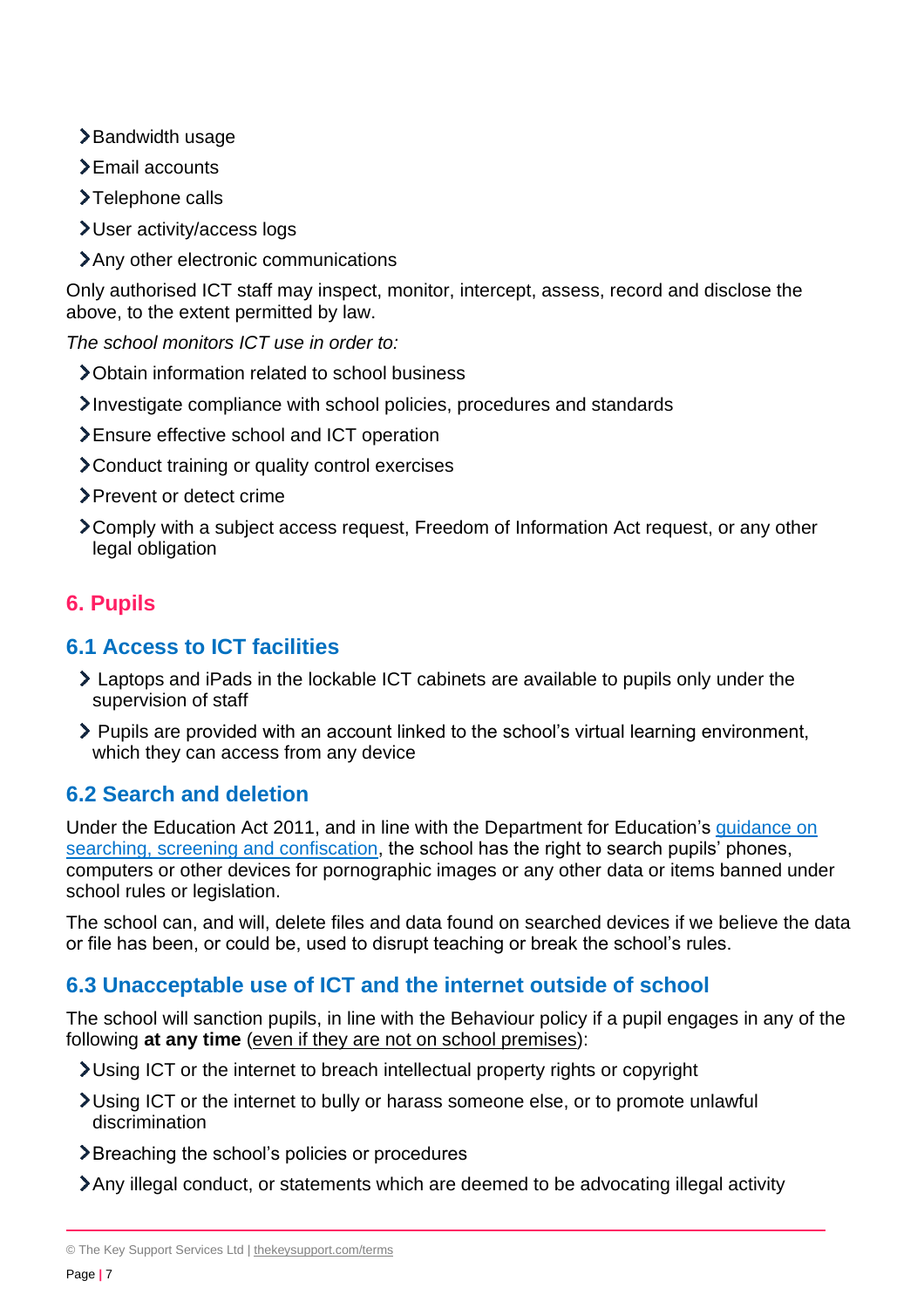- Bandwidth usage
- Email accounts
- Telephone calls
- User activity/access logs
- Any other electronic communications

Only authorised ICT staff may inspect, monitor, intercept, assess, record and disclose the above, to the extent permitted by law.

*The school monitors ICT use in order to:*

- Obtain information related to school business
- Investigate compliance with school policies, procedures and standards
- Ensure effective school and ICT operation
- Conduct training or quality control exercises
- Prevent or detect crime
- Comply with a subject access request, Freedom of Information Act request, or any other legal obligation

# 6. Pupils

## 6.1 Access to ICT facilities

- Laptops and iPads in the lockable ICT cabinets are available to pupils only under the supervision of staff
- Pupils are provided with an account linked to the school's virtual learning environment, which they can access from any device

## 6.2 Search and deletion

Under the Education Act 2011, and in line with the Department for Education's guidance on searching, screening and confiscation, the school has the right to search pupils' phones, computers or other devices for pornographic images or any other data or items banned under school rules or legislation.

The school can, and will, delete files and data found on searched devices if we believe the data or file has been, or could be, used to disrupt teaching or break the school's rules.

## 6.3 Unacceptable use of ICT and the internet outside of school

The school will sanction pupils, in line with the Behaviour policy if a pupil engages in any of the following **at any time** (even if they are not on school premises):

- Using ICT or the internet to breach intellectual property rights or copyright
- Using ICT or the internet to bully or harass someone else, or to promote unlawful discrimination
- Breaching the school's policies or procedures
- Any illegal conduct, or statements which are deemed to be advocating illegal activity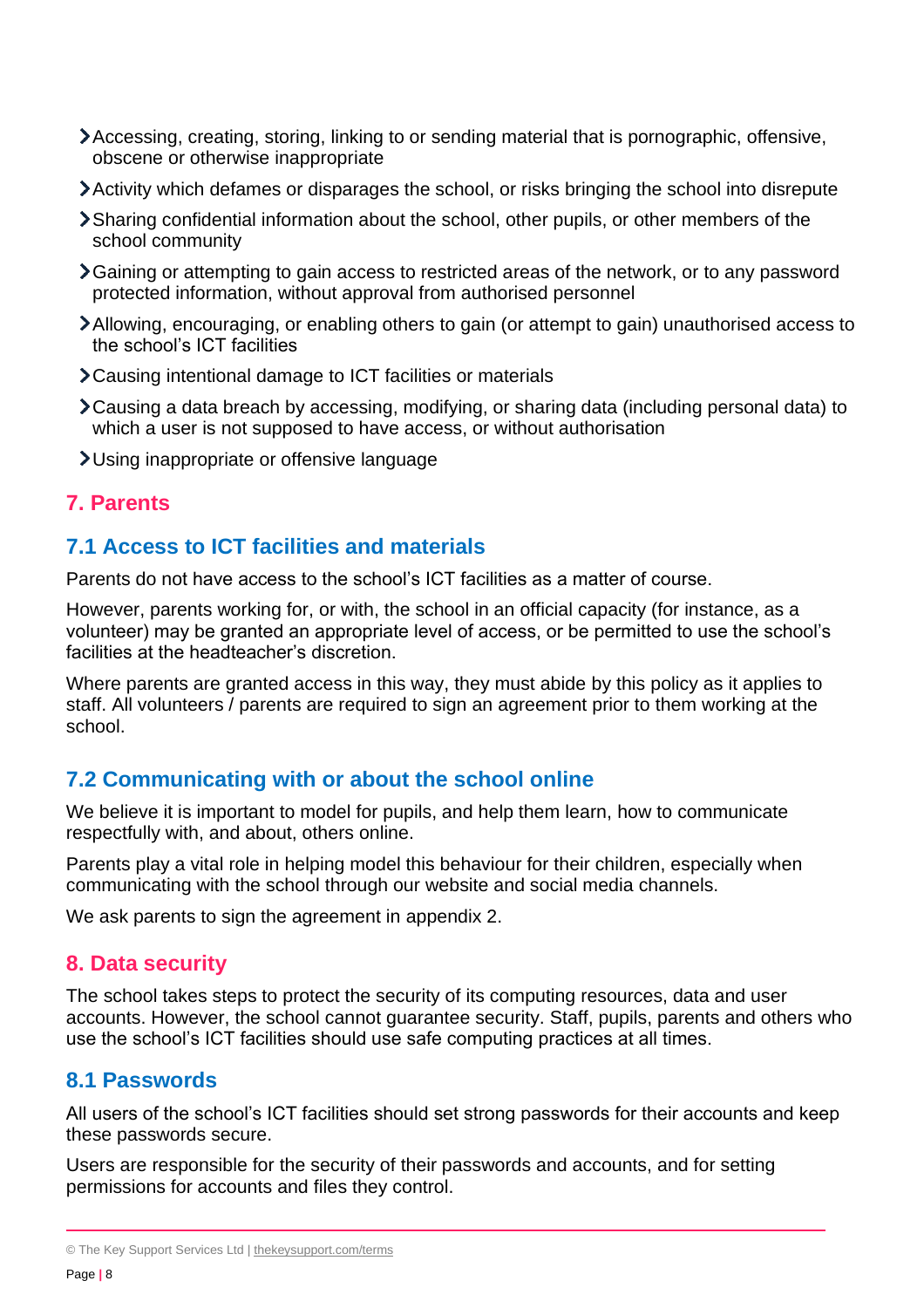- Accessing, creating, storing, linking to or sending material that is pornographic, offensive, obscene or otherwise inappropriate
- Activity which defames or disparages the school, or risks bringing the school into disrepute
- Sharing confidential information about the school, other pupils, or other members of the school community
- Gaining or attempting to gain access to restricted areas of the network, or to any password protected information, without approval from authorised personnel
- Allowing, encouraging, or enabling others to gain (or attempt to gain) unauthorised access to the school's ICT facilities
- Causing intentional damage to ICT facilities or materials
- Causing a data breach by accessing, modifying, or sharing data (including personal data) to which a user is not supposed to have access, or without authorisation
- Using inappropriate or offensive language

## 7. Parents

### 7.1 Access to ICT facilities and materials

Parents do not have access to the school's ICT facilities as a matter of course.

However, parents working for, or with, the school in an official capacity (for instance, as a volunteer) may be granted an appropriate level of access, or be permitted to use the school's facilities at the headteacher's discretion.

Where parents are granted access in this way, they must abide by this policy as it applies to staff. All volunteers / parents are required to sign an agreement prior to them working at the school.

### 7.2 Communicating with or about the school online

We believe it is important to model for pupils, and help them learn, how to communicate respectfully with, and about, others online.

Parents play a vital role in helping model this behaviour for their children, especially when communicating with the school through our website and social media channels.

We ask parents to sign the agreement in appendix 2.

## 8. Data security

The school takes steps to protect the security of its computing resources, data and user accounts. However, the school cannot guarantee security. Staff, pupils, parents and others who use the school's ICT facilities should use safe computing practices at all times.

### 8.1 Passwords

All users of the school's ICT facilities should set strong passwords for their accounts and keep these passwords secure.

Users are responsible for the security of their passwords and accounts, and for setting permissions for accounts and files they control.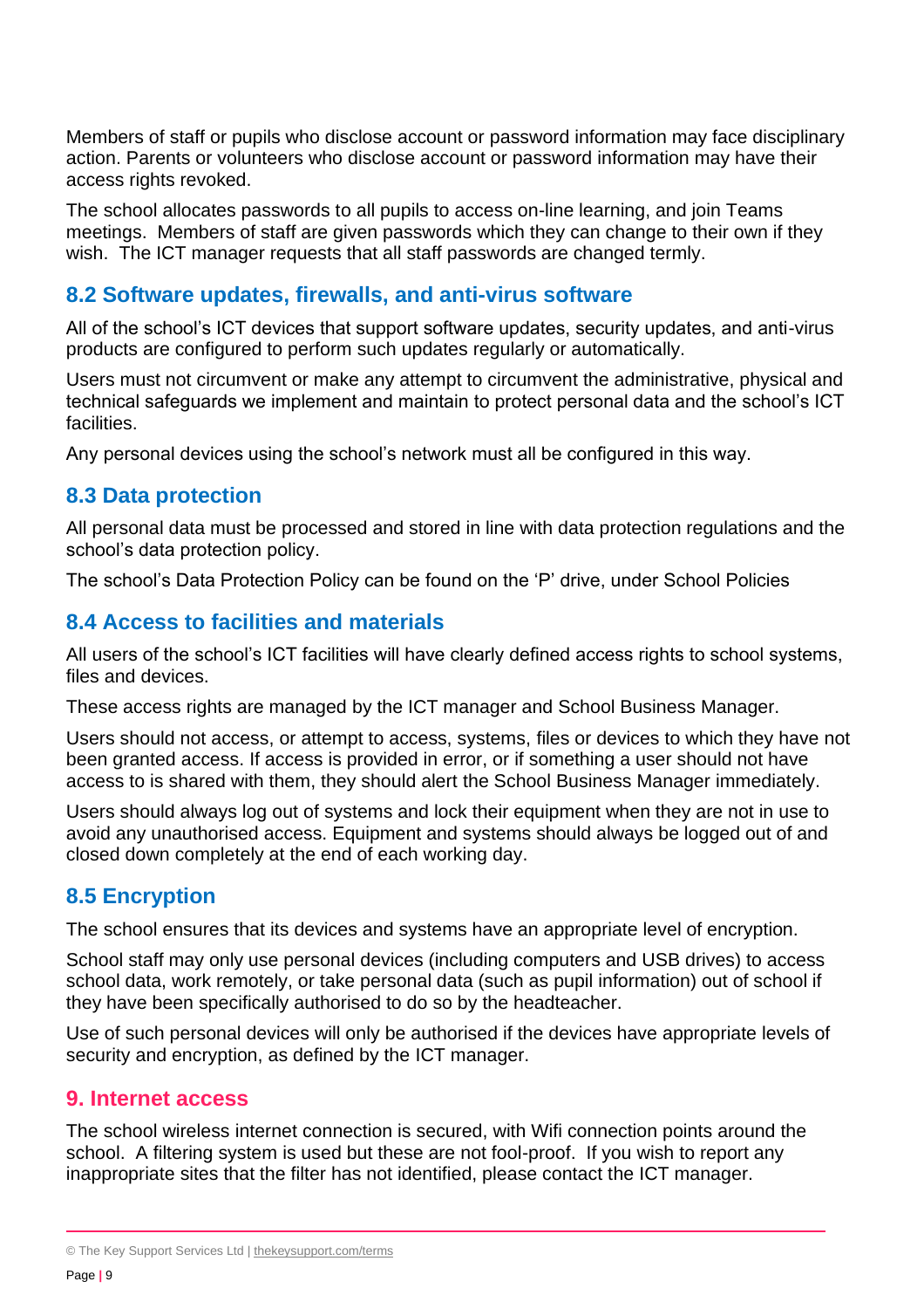Members of staff or pupils who disclose account or password information may face disciplinary action. Parents or volunteers who disclose account or password information may have their access rights revoked.

The school allocates passwords to all pupils to access on-line learning, and join Teams meetings. Members of staff are given passwords which they can change to their own if they wish. The ICT manager requests that all staff passwords are changed termly.

### 8.2 Software updates, firewalls, and anti-virus software

All of the school's ICT devices that support software updates, security updates, and anti-virus products are configured to perform such updates regularly or automatically.

Users must not circumvent or make any attempt to circumvent the administrative, physical and technical safeguards we implement and maintain to protect personal data and the school's ICT facilities.

Any personal devices using the school's network must all be configured in this way.

### 8.3 Data protection

All personal data must be processed and stored in line with data protection regulations and the school's data protection policy.

The school's Data Protection Policy can be found on the 'P' drive, under School Policies

### 8.4 Access to facilities and materials

All users of the school's ICT facilities will have clearly defined access rights to school systems, files and devices.

These access rights are managed by the ICT manager and School Business Manager.

Users should not access, or attempt to access, systems, files or devices to which they have not been granted access. If access is provided in error, or if something a user should not have access to is shared with them, they should alert the School Business Manager immediately.

Users should always log out of systems and lock their equipment when they are not in use to avoid any unauthorised access. Equipment and systems should always be logged out of and closed down completely at the end of each working day.

### 8.5 Encryption

The school ensures that its devices and systems have an appropriate level of encryption.

School staff may only use personal devices (including computers and USB drives) to access school data, work remotely, or take personal data (such as pupil information) out of school if they have been specifically authorised to do so by the headteacher.

Use of such personal devices will only be authorised if the devices have appropriate levels of security and encryption, as defined by the ICT manager.

## 9. Internet access

The school wireless internet connection is secured, with Wifi connection points around the school. A filtering system is used but these are not fool-proof. If you wish to report any inappropriate sites that the filter has not identified, please contact the ICT manager.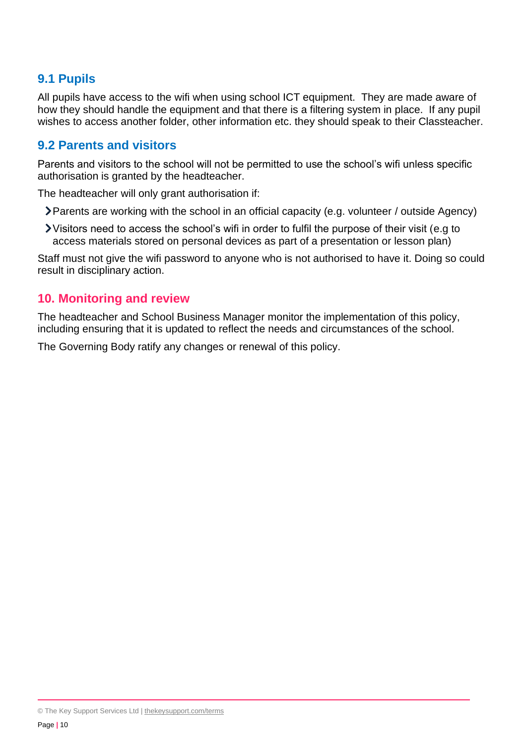### 9.1 Pupils

All pupils have access to the wifi when using school ICT equipment. They are made aware of how they should handle the equipment and that there is a filtering system in place. If any pupil wishes to access another folder, other information etc. they should speak to their Classteacher.

### 9.2 Parents and visitors

Parents and visitors to the school will not be permitted to use the school's wifi unless specific authorisation is granted by the headteacher.

The headteacher will only grant authorisation if:

- Parents are working with the school in an official capacity (e.g. volunteer / outside Agency)
- Visitors need to access the school's wifi in order to fulfil the purpose of their visit (e.g to access materials stored on personal devices as part of a presentation or lesson plan)

Staff must not give the wifi password to anyone who is not authorised to have it. Doing so could result in disciplinary action.

## 10. Monitoring and review

The headteacher and School Business Manager monitor the implementation of this policy, including ensuring that it is updated to reflect the needs and circumstances of the school.

The Governing Body ratify any changes or renewal of this policy.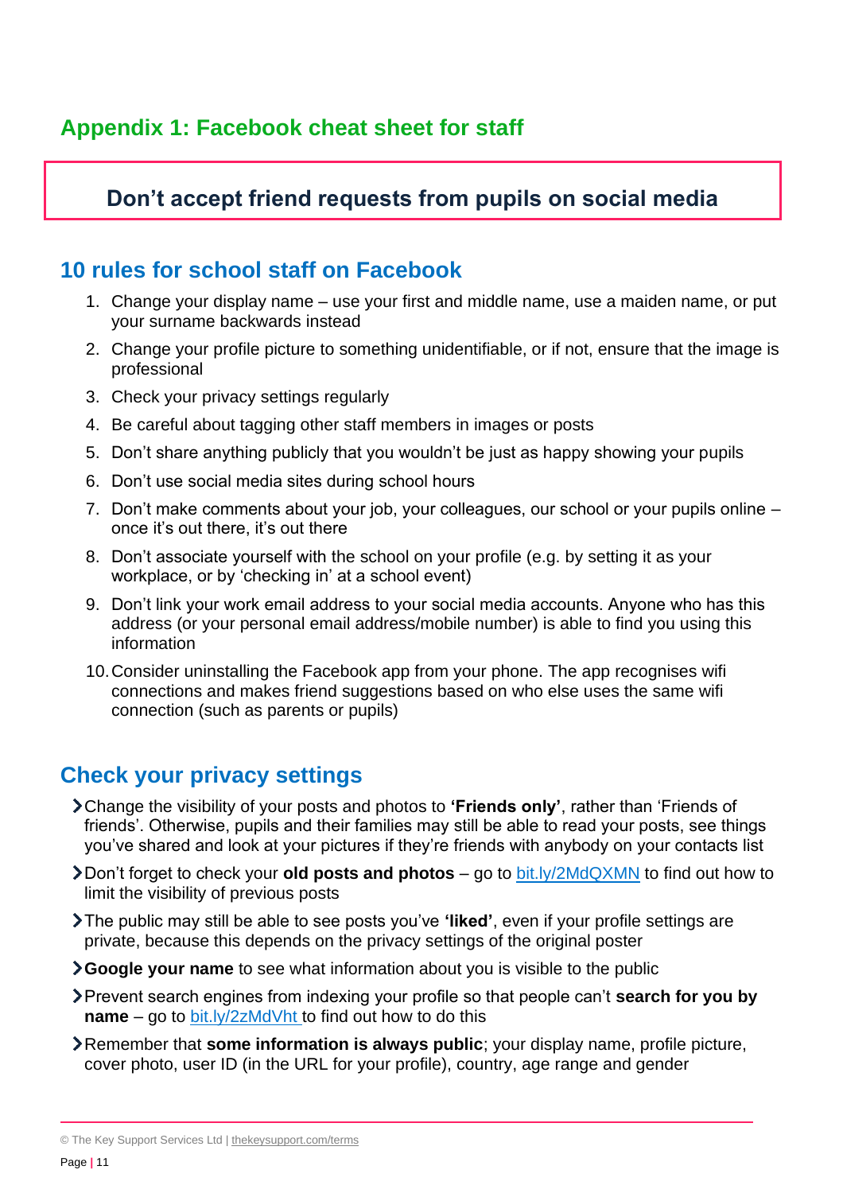## Appendix 1: Facebook cheat sheet for staff

**Don't accept friend requests from pupils on social media**

### 10 rules for school staff on Facebook

1. Change your display name – use your first and middle name, use a maiden name, or put your surname backwards instead
2. Change your profile picture to something unidentifiable, or if not, ensure that the image is professional
3. Check your privacy settings regularly
4. Be careful about tagging other staff members in images or posts
5. Don't share anything publicly that you wouldn't be just as happy showing your pupils
6. Don't use social media sites during school hours
7. Don't make comments about your job, your colleagues, our school or your pupils online – once it's out there, it's out there
8. Don't associate yourself with the school on your profile (e.g. by setting it as your workplace, or by 'checking in' at a school event)
9. Don't link your work email address to your social media accounts. Anyone who has this address (or your personal email address/mobile number) is able to find you using this information
10. Consider uninstalling the Facebook app from your phone. The app recognises wifi connections and makes friend suggestions based on who else uses the same wifi connection (such as parents or pupils)

### Check your privacy settings

- Change the visibility of your posts and photos to **'Friends only'**, rather than 'Friends of friends'. Otherwise, pupils and their families may still be able to read your posts, see things you've shared and look at your pictures if they're friends with anybody on your contacts list
- Don't forget to check your **old posts and photos** – go to bit.ly/2MdQXMN to find out how to limit the visibility of previous posts
- The public may still be able to see posts you've **'liked'**, even if your profile settings are private, because this depends on the privacy settings of the original poster
- **Google your name** to see what information about you is visible to the public
- Prevent search engines from indexing your profile so that people can't **search for you by name** – go to bit.ly/2zMdVht to find out how to do this
- Remember that **some information is always public**; your display name, profile picture, cover photo, user ID (in the URL for your profile), country, age range and gender

© The Key Support Services Ltd | thekeysupport.com/terms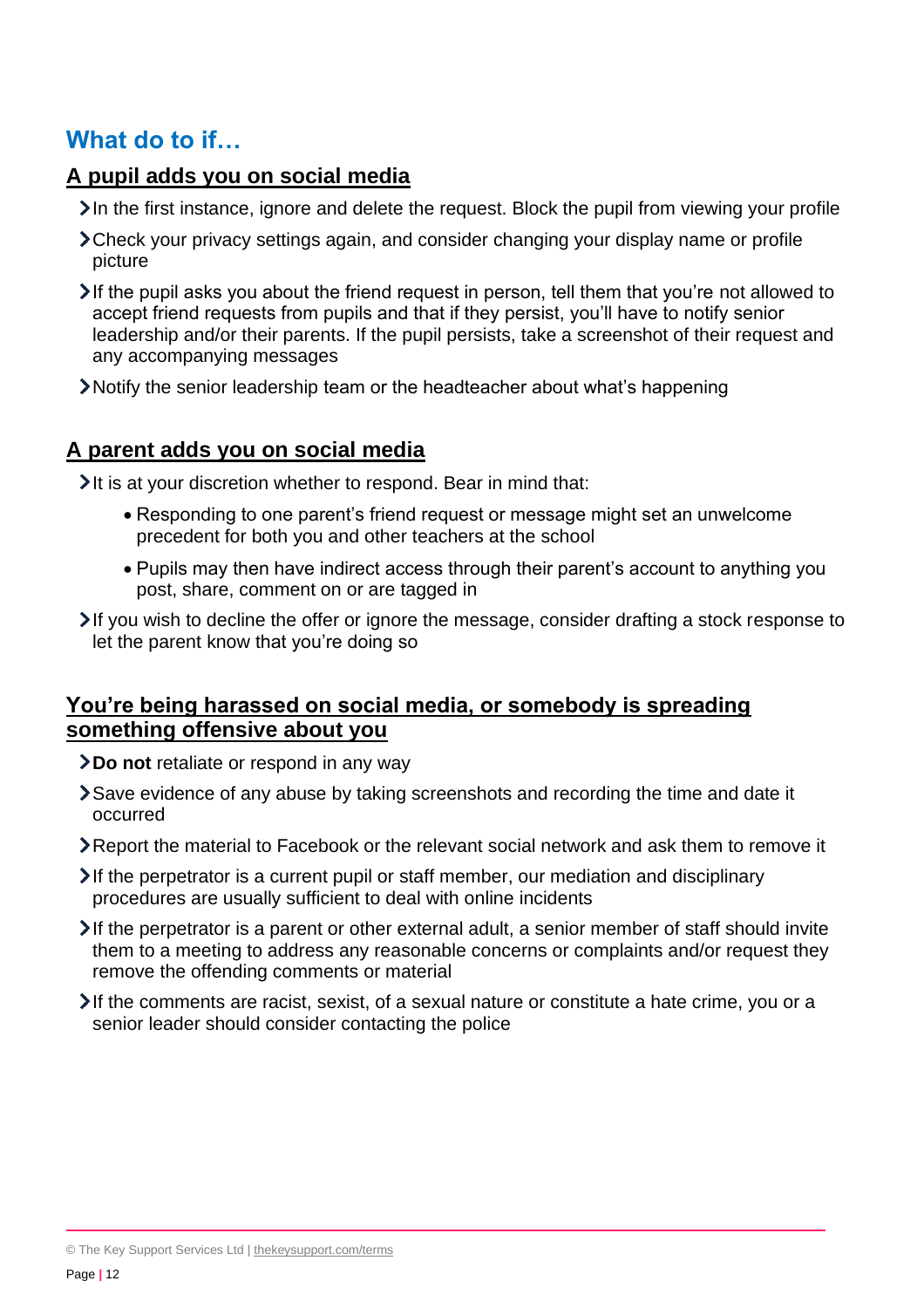## What do to if…

### A pupil adds you on social media

- In the first instance, ignore and delete the request. Block the pupil from viewing your profile
- Check your privacy settings again, and consider changing your display name or profile picture
- If the pupil asks you about the friend request in person, tell them that you're not allowed to accept friend requests from pupils and that if they persist, you'll have to notify senior leadership and/or their parents. If the pupil persists, take a screenshot of their request and any accompanying messages
- Notify the senior leadership team or the headteacher about what's happening

### A parent adds you on social media

- It is at your discretion whether to respond. Bear in mind that:
  - Responding to one parent's friend request or message might set an unwelcome precedent for both you and other teachers at the school
  - Pupils may then have indirect access through their parent's account to anything you post, share, comment on or are tagged in
- If you wish to decline the offer or ignore the message, consider drafting a stock response to let the parent know that you're doing so

### You're being harassed on social media, or somebody is spreading something offensive about you

- **Do not** retaliate or respond in any way
- Save evidence of any abuse by taking screenshots and recording the time and date it occurred
- Report the material to Facebook or the relevant social network and ask them to remove it
- If the perpetrator is a current pupil or staff member, our mediation and disciplinary procedures are usually sufficient to deal with online incidents
- If the perpetrator is a parent or other external adult, a senior member of staff should invite them to a meeting to address any reasonable concerns or complaints and/or request they remove the offending comments or material
- If the comments are racist, sexist, of a sexual nature or constitute a hate crime, you or a senior leader should consider contacting the police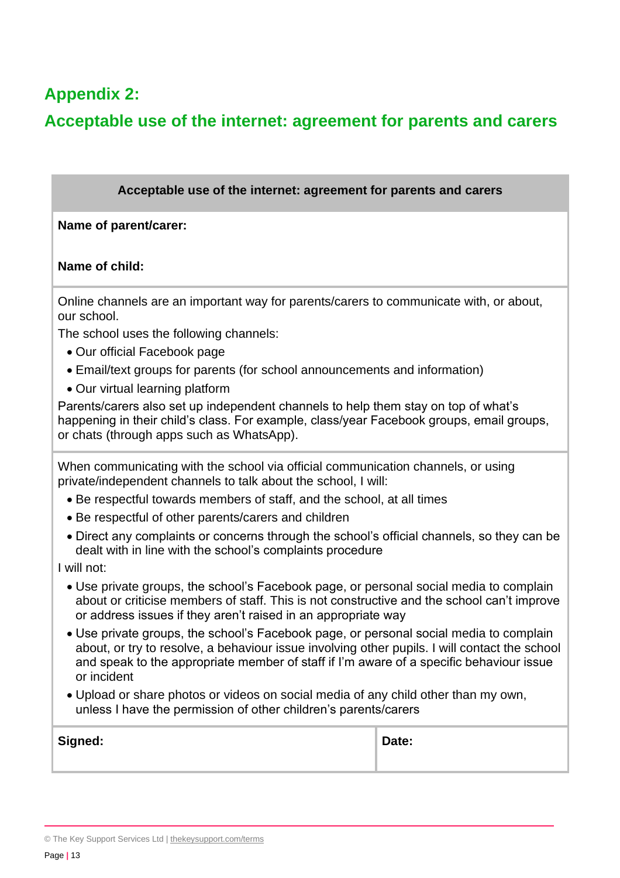## Appendix 2:

## Acceptable use of the internet: agreement for parents and carers

| Acceptable use of the internet: agreement for parents and carers | |
|---|---|
| **Name of parent/carer:**<br><br>**Name of child:** | |
| Online channels are an important way for parents/carers to communicate with, or about, our school.<br>The school uses the following channels:<br>• Our official Facebook page<br>• Email/text groups for parents (for school announcements and information)<br>• Our virtual learning platform<br>Parents/carers also set up independent channels to help them stay on top of what's happening in their child's class. For example, class/year Facebook groups, email groups, or chats (through apps such as WhatsApp). | |
| When communicating with the school via official communication channels, or using private/independent channels to talk about the school, I will:<br>• Be respectful towards members of staff, and the school, at all times<br>• Be respectful of other parents/carers and children<br>• Direct any complaints or concerns through the school's official channels, so they can be dealt with in line with the school's complaints procedure<br>I will not:<br>• Use private groups, the school's Facebook page, or personal social media to complain about or criticise members of staff. This is not constructive and the school can't improve or address issues if they aren't raised in an appropriate way<br>• Use private groups, the school's Facebook page, or personal social media to complain about, or try to resolve, a behaviour issue involving other pupils. I will contact the school and speak to the appropriate member of staff if I'm aware of a specific behaviour issue or incident<br>• Upload or share photos or videos on social media of any child other than my own, unless I have the permission of other children's parents/carers | |
| **Signed:** | **Date:** |

© The Key Support Services Ltd | thekeysupport.com/terms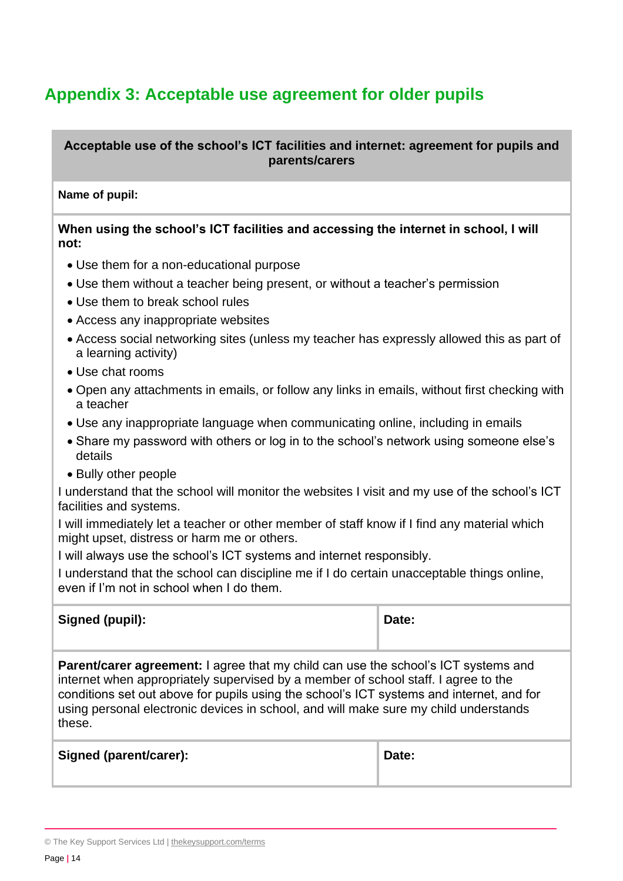## Appendix 3: Acceptable use agreement for older pupils

**Acceptable use of the school's ICT facilities and internet: agreement for pupils and parents/carers**

**Name of pupil:**

**When using the school's ICT facilities and accessing the internet in school, I will not:**

- Use them for a non-educational purpose
- Use them without a teacher being present, or without a teacher's permission
- Use them to break school rules
- Access any inappropriate websites
- Access social networking sites (unless my teacher has expressly allowed this as part of a learning activity)
- Use chat rooms
- Open any attachments in emails, or follow any links in emails, without first checking with a teacher
- Use any inappropriate language when communicating online, including in emails
- Share my password with others or log in to the school's network using someone else's details
- Bully other people

I understand that the school will monitor the websites I visit and my use of the school's ICT facilities and systems.

I will immediately let a teacher or other member of staff know if I find any material which might upset, distress or harm me or others.

I will always use the school's ICT systems and internet responsibly.

I understand that the school can discipline me if I do certain unacceptable things online, even if I'm not in school when I do them.

| **Signed (pupil):** | **Date:** |
|---|---|

**Parent/carer agreement:** I agree that my child can use the school's ICT systems and internet when appropriately supervised by a member of school staff. I agree to the conditions set out above for pupils using the school's ICT systems and internet, and for using personal electronic devices in school, and will make sure my child understands these.

| **Signed (parent/carer):** | **Date:** |
|---|---|

© The Key Support Services Ltd | thekeysupport.com/terms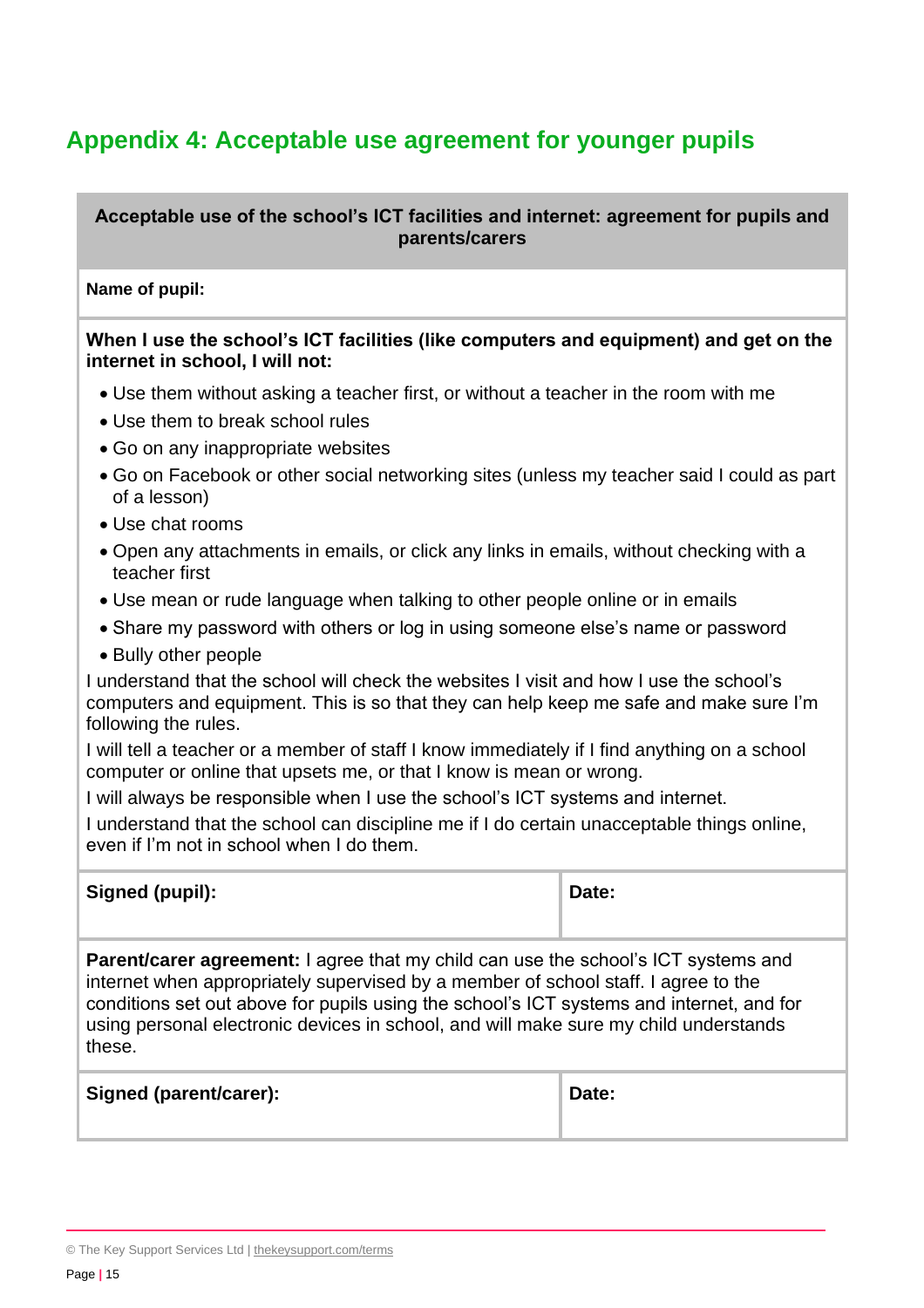## Appendix 4: Acceptable use agreement for younger pupils

**Acceptable use of the school's ICT facilities and internet: agreement for pupils and parents/carers**

**Name of pupil:**

**When I use the school's ICT facilities (like computers and equipment) and get on the internet in school, I will not:**

- Use them without asking a teacher first, or without a teacher in the room with me
- Use them to break school rules
- Go on any inappropriate websites
- Go on Facebook or other social networking sites (unless my teacher said I could as part of a lesson)
- Use chat rooms
- Open any attachments in emails, or click any links in emails, without checking with a teacher first
- Use mean or rude language when talking to other people online or in emails
- Share my password with others or log in using someone else's name or password
- Bully other people

I understand that the school will check the websites I visit and how I use the school's computers and equipment. This is so that they can help keep me safe and make sure I'm following the rules.

I will tell a teacher or a member of staff I know immediately if I find anything on a school computer or online that upsets me, or that I know is mean or wrong.

I will always be responsible when I use the school's ICT systems and internet.

I understand that the school can discipline me if I do certain unacceptable things online, even if I'm not in school when I do them.

| **Signed (pupil):** | **Date:** |
|---|---|

**Parent/carer agreement:** I agree that my child can use the school's ICT systems and internet when appropriately supervised by a member of school staff. I agree to the conditions set out above for pupils using the school's ICT systems and internet, and for using personal electronic devices in school, and will make sure my child understands these.

| **Signed (parent/carer):** | **Date:** |
|---|---|

© The Key Support Services Ltd | thekeysupport.com/terms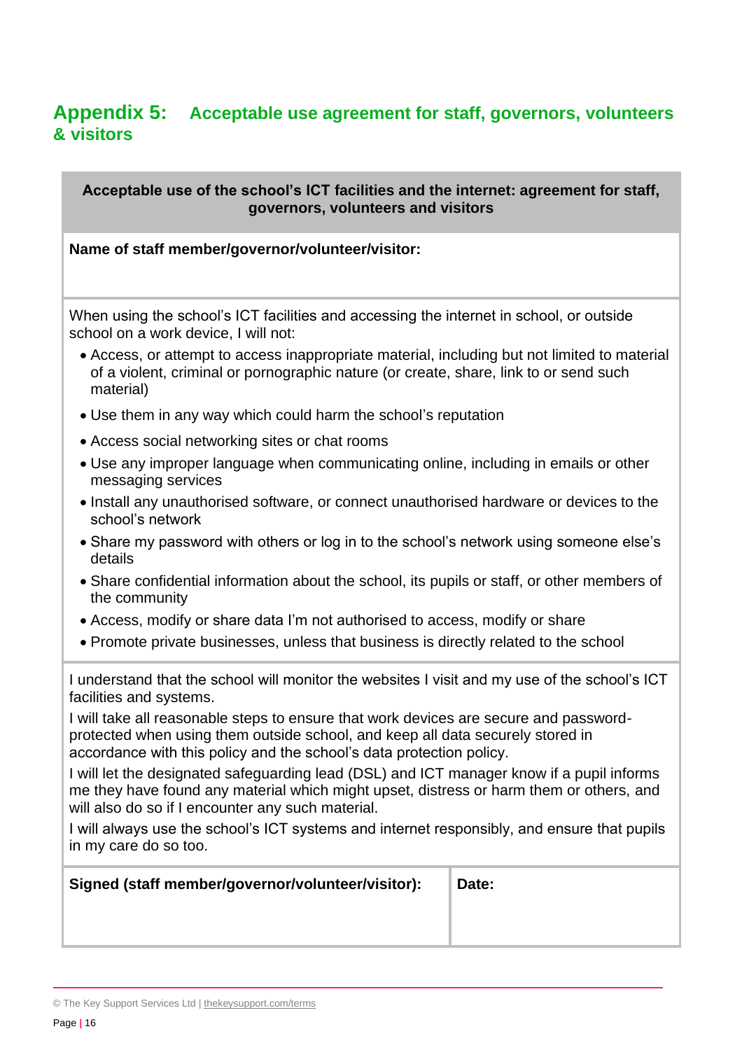## Appendix 5: Acceptable use agreement for staff, governors, volunteers & visitors

**Acceptable use of the school's ICT facilities and the internet: agreement for staff, governors, volunteers and visitors**

**Name of staff member/governor/volunteer/visitor:**

When using the school's ICT facilities and accessing the internet in school, or outside school on a work device, I will not:

- Access, or attempt to access inappropriate material, including but not limited to material of a violent, criminal or pornographic nature (or create, share, link to or send such material)
- Use them in any way which could harm the school's reputation
- Access social networking sites or chat rooms
- Use any improper language when communicating online, including in emails or other messaging services
- Install any unauthorised software, or connect unauthorised hardware or devices to the school's network
- Share my password with others or log in to the school's network using someone else's details
- Share confidential information about the school, its pupils or staff, or other members of the community
- Access, modify or share data I'm not authorised to access, modify or share
- Promote private businesses, unless that business is directly related to the school

I understand that the school will monitor the websites I visit and my use of the school's ICT facilities and systems.

I will take all reasonable steps to ensure that work devices are secure and password-protected when using them outside school, and keep all data securely stored in accordance with this policy and the school's data protection policy.

I will let the designated safeguarding lead (DSL) and ICT manager know if a pupil informs me they have found any material which might upset, distress or harm them or others, and will also do so if I encounter any such material.

I will always use the school's ICT systems and internet responsibly, and ensure that pupils in my care do so too.

| Signed (staff member/governor/volunteer/visitor): | Date: |
| --- | --- |
| | |

© The Key Support Services Ltd | thekeysupport.com/terms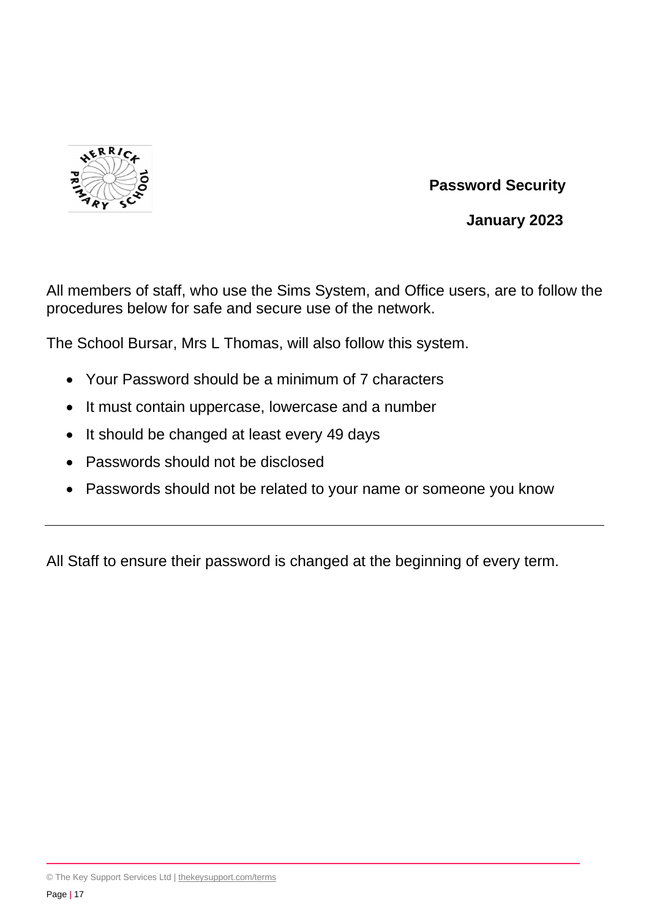**Password Security**

**January 2023**

All members of staff, who use the Sims System, and Office users, are to follow the procedures below for safe and secure use of the network.

The School Bursar, Mrs L Thomas, will also follow this system.

- Your Password should be a minimum of 7 characters
- It must contain uppercase, lowercase and a number
- It should be changed at least every 49 days
- Passwords should not be disclosed
- Passwords should not be related to your name or someone you know

---

All Staff to ensure their password is changed at the beginning of every term.